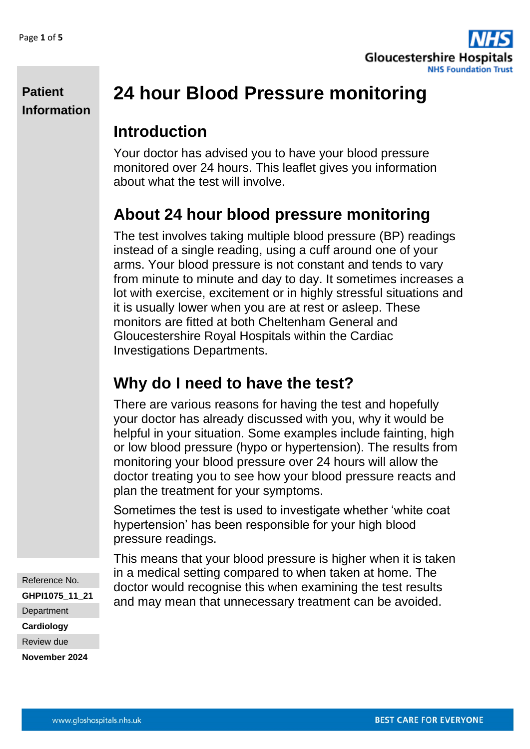**Patient Information**

# 24 hour Blood Pressure monitoring

## Introduction

Your doctor has advised you to have your blood pressure monitored over 24 hours. This leaflet gives you information about what the test will involve.

## About 24 hour blood pressure monitoring

The test involves taking multiple blood pressure (BP) readings instead of a single reading, using a cuff around one of your arms. Your blood pressure is not constant and tends to vary from minute to minute and day to day. It sometimes increases a lot with exercise, excitement or in highly stressful situations and it is usually lower when you are at rest or asleep. These monitors are fitted at both Cheltenham General and Gloucestershire Royal Hospitals within the Cardiac Investigations Departments.

## Why do I need to have the test?

There are various reasons for having the test and hopefully your doctor has already discussed with you, why it would be helpful in your situation. Some examples include fainting, high or low blood pressure (hypo or hypertension). The results from monitoring your blood pressure over 24 hours will allow the doctor treating you to see how your blood pressure reacts and plan the treatment for your symptoms.

Sometimes the test is used to investigate whether 'white coat hypertension' has been responsible for your high blood pressure readings.

This means that your blood pressure is higher when it is taken in a medical setting compared to when taken at home. The doctor would recognise this when examining the test results and may mean that unnecessary treatment can be avoided.

Reference No.
**GHPI1075_11_21**
Department
**Cardiology**
Review due
**November 2024**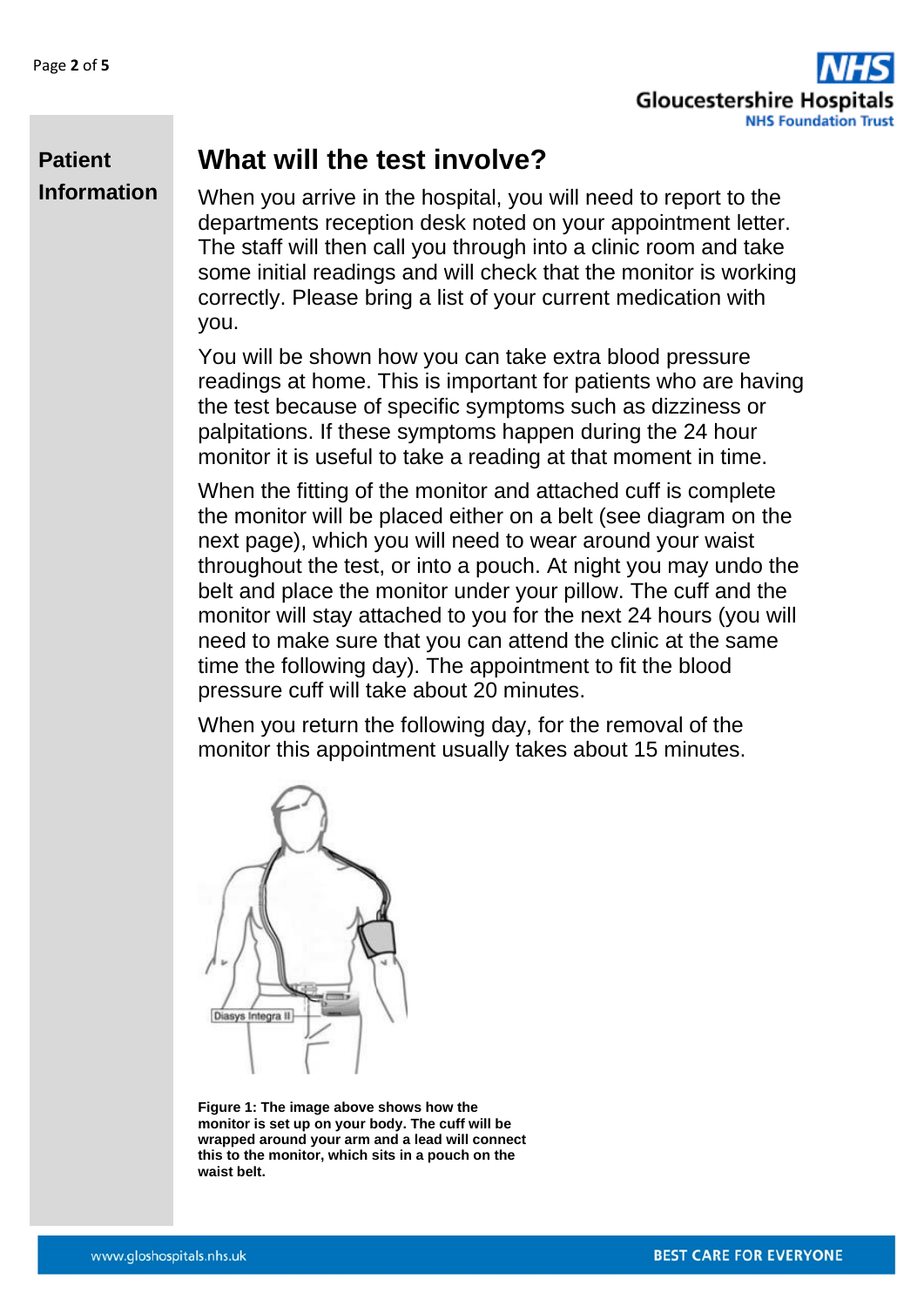**Patient Information**

## What will the test involve?

When you arrive in the hospital, you will need to report to the departments reception desk noted on your appointment letter. The staff will then call you through into a clinic room and take some initial readings and will check that the monitor is working correctly. Please bring a list of your current medication with you.

You will be shown how you can take extra blood pressure readings at home. This is important for patients who are having the test because of specific symptoms such as dizziness or palpitations. If these symptoms happen during the 24 hour monitor it is useful to take a reading at that moment in time.

When the fitting of the monitor and attached cuff is complete the monitor will be placed either on a belt (see diagram on the next page), which you will need to wear around your waist throughout the test, or into a pouch. At night you may undo the belt and place the monitor under your pillow. The cuff and the monitor will stay attached to you for the next 24 hours (you will need to make sure that you can attend the clinic at the same time the following day). The appointment to fit the blood pressure cuff will take about 20 minutes.

When you return the following day, for the removal of the monitor this appointment usually takes about 15 minutes.

Diasys Integra II

**Figure 1: The image above shows how the monitor is set up on your body. The cuff will be wrapped around your arm and a lead will connect this to the monitor, which sits in a pouch on the waist belt.**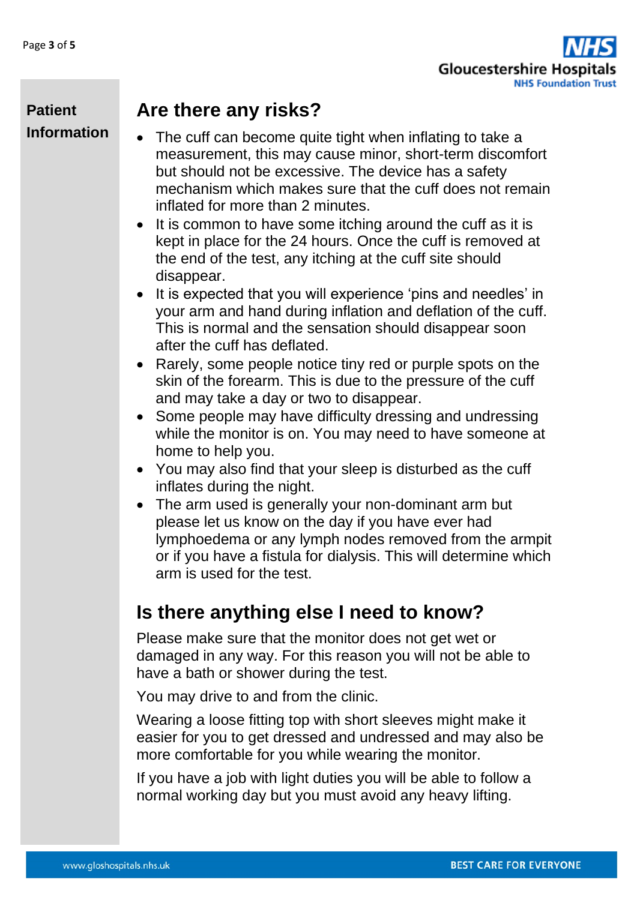## Are there any risks?

- The cuff can become quite tight when inflating to take a measurement, this may cause minor, short-term discomfort but should not be excessive. The device has a safety mechanism which makes sure that the cuff does not remain inflated for more than 2 minutes.
- It is common to have some itching around the cuff as it is kept in place for the 24 hours. Once the cuff is removed at the end of the test, any itching at the cuff site should disappear.
- It is expected that you will experience 'pins and needles' in your arm and hand during inflation and deflation of the cuff. This is normal and the sensation should disappear soon after the cuff has deflated.
- Rarely, some people notice tiny red or purple spots on the skin of the forearm. This is due to the pressure of the cuff and may take a day or two to disappear.
- Some people may have difficulty dressing and undressing while the monitor is on. You may need to have someone at home to help you.
- You may also find that your sleep is disturbed as the cuff inflates during the night.
- The arm used is generally your non-dominant arm but please let us know on the day if you have ever had lymphoedema or any lymph nodes removed from the armpit or if you have a fistula for dialysis. This will determine which arm is used for the test.

## Is there anything else I need to know?

Please make sure that the monitor does not get wet or damaged in any way. For this reason you will not be able to have a bath or shower during the test.

You may drive to and from the clinic.

Wearing a loose fitting top with short sleeves might make it easier for you to get dressed and undressed and may also be more comfortable for you while wearing the monitor.

If you have a job with light duties you will be able to follow a normal working day but you must avoid any heavy lifting.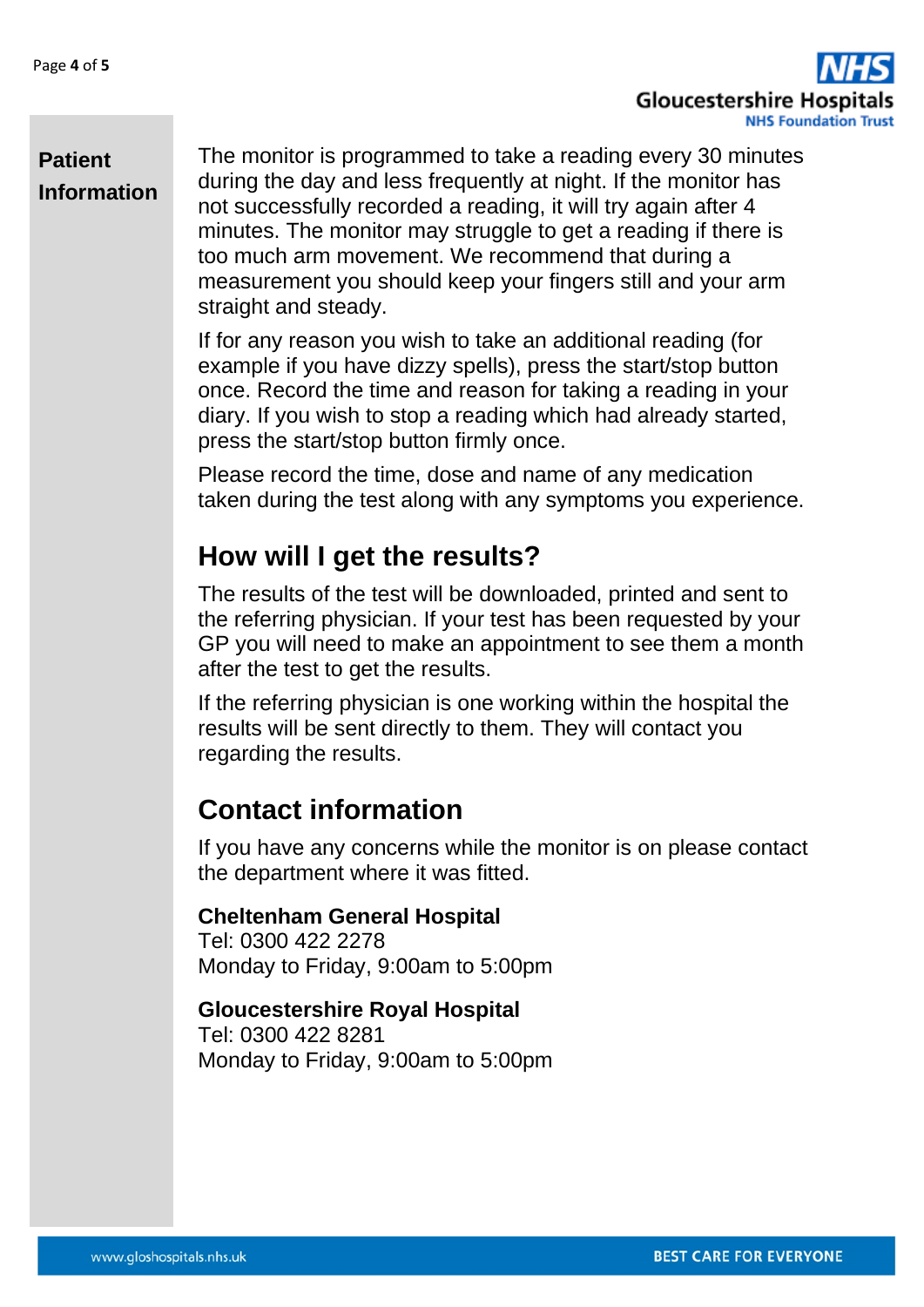The monitor is programmed to take a reading every 30 minutes during the day and less frequently at night. If the monitor has not successfully recorded a reading, it will try again after 4 minutes. The monitor may struggle to get a reading if there is too much arm movement. We recommend that during a measurement you should keep your fingers still and your arm straight and steady.

If for any reason you wish to take an additional reading (for example if you have dizzy spells), press the start/stop button once. Record the time and reason for taking a reading in your diary. If you wish to stop a reading which had already started, press the start/stop button firmly once.

Please record the time, dose and name of any medication taken during the test along with any symptoms you experience.

## How will I get the results?

The results of the test will be downloaded, printed and sent to the referring physician. If your test has been requested by your GP you will need to make an appointment to see them a month after the test to get the results.

If the referring physician is one working within the hospital the results will be sent directly to them. They will contact you regarding the results.

## Contact information

If you have any concerns while the monitor is on please contact the department where it was fitted.

**Cheltenham General Hospital**
Tel: 0300 422 2278
Monday to Friday, 9:00am to 5:00pm

**Gloucestershire Royal Hospital**
Tel: 0300 422 8281
Monday to Friday, 9:00am to 5:00pm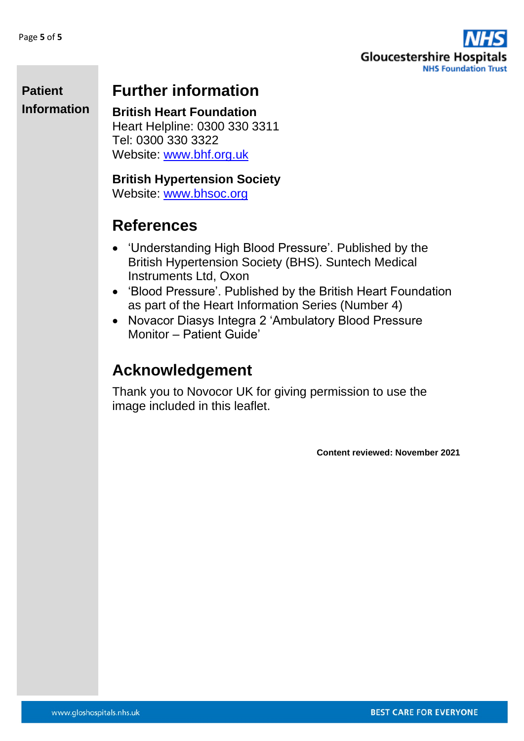**Patient Information**

# Further information

**British Heart Foundation**
Heart Helpline: 0300 330 3311
Tel: 0300 330 3322
Website: www.bhf.org.uk

**British Hypertension Society**
Website: www.bhsoc.org

# References

- 'Understanding High Blood Pressure'. Published by the British Hypertension Society (BHS). Suntech Medical Instruments Ltd, Oxon
- 'Blood Pressure'. Published by the British Heart Foundation as part of the Heart Information Series (Number 4)
- Novacor Diasys Integra 2 'Ambulatory Blood Pressure Monitor – Patient Guide'

# Acknowledgement

Thank you to Novocor UK for giving permission to use the image included in this leaflet.

**Content reviewed: November 2021**